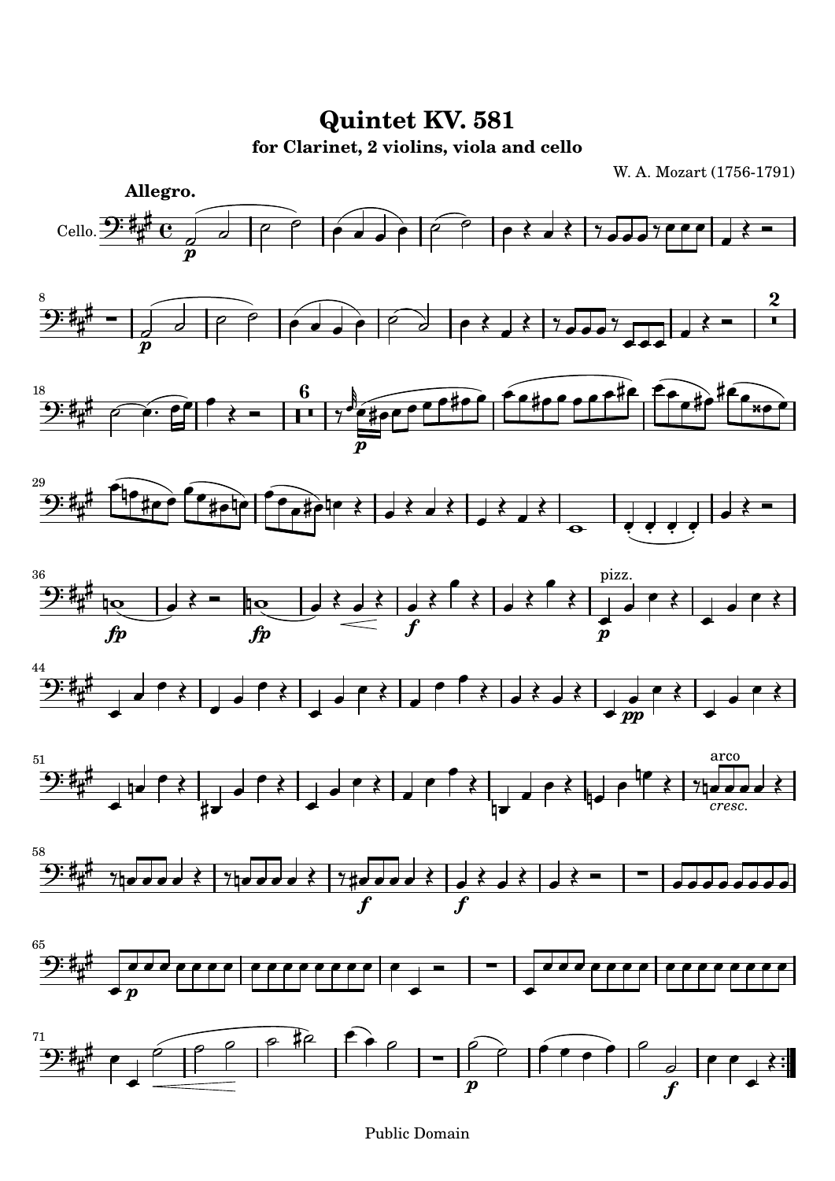# Quintet KV. 581

## for Clarinet, 2 violins, viola and cello

W. A. Mozart (1756-1791)

**Allegro.**

Cello.

Public Domain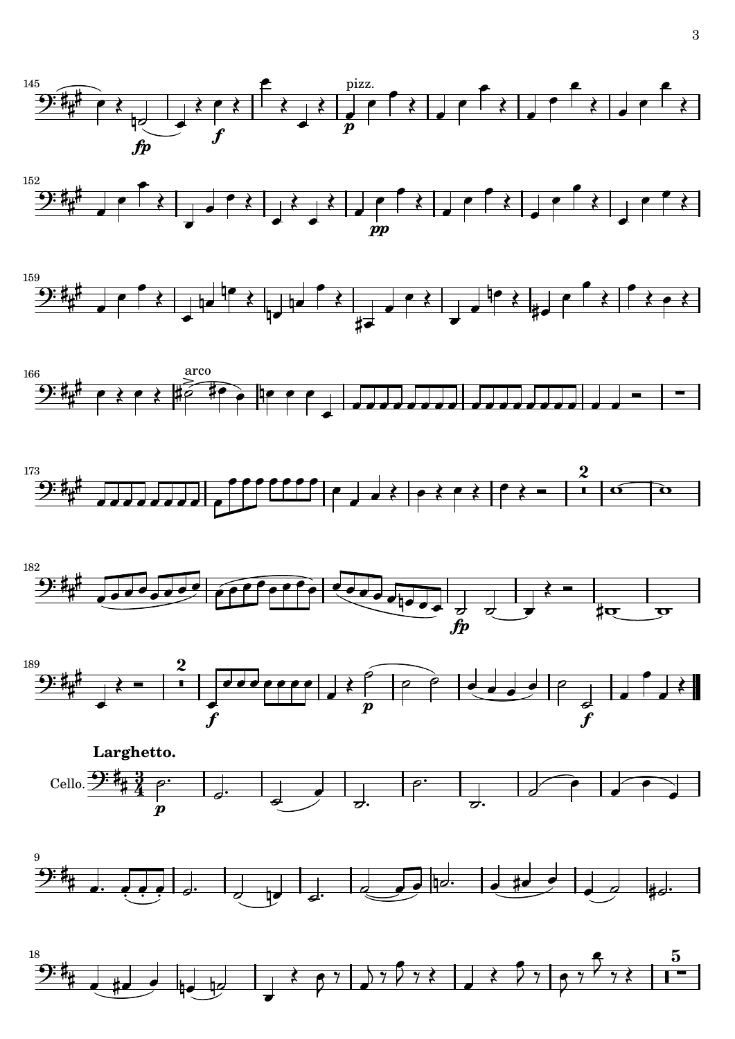**Larghetto.**

Cello.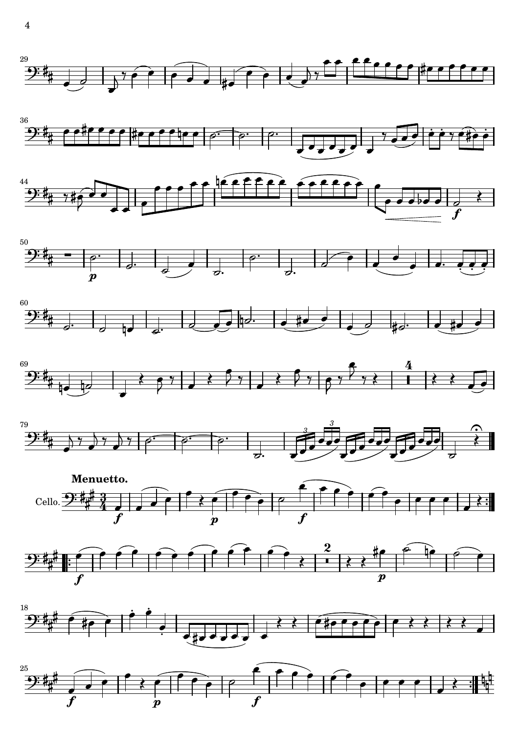**Menuetto.**

Cello.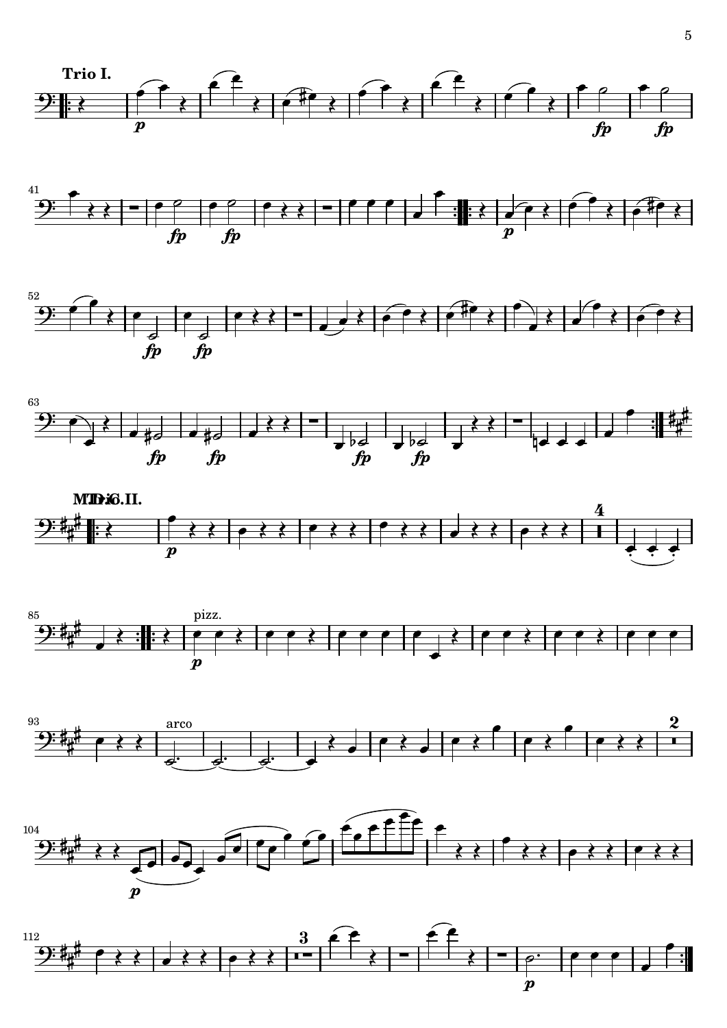**Trio I.**

**Trio II.**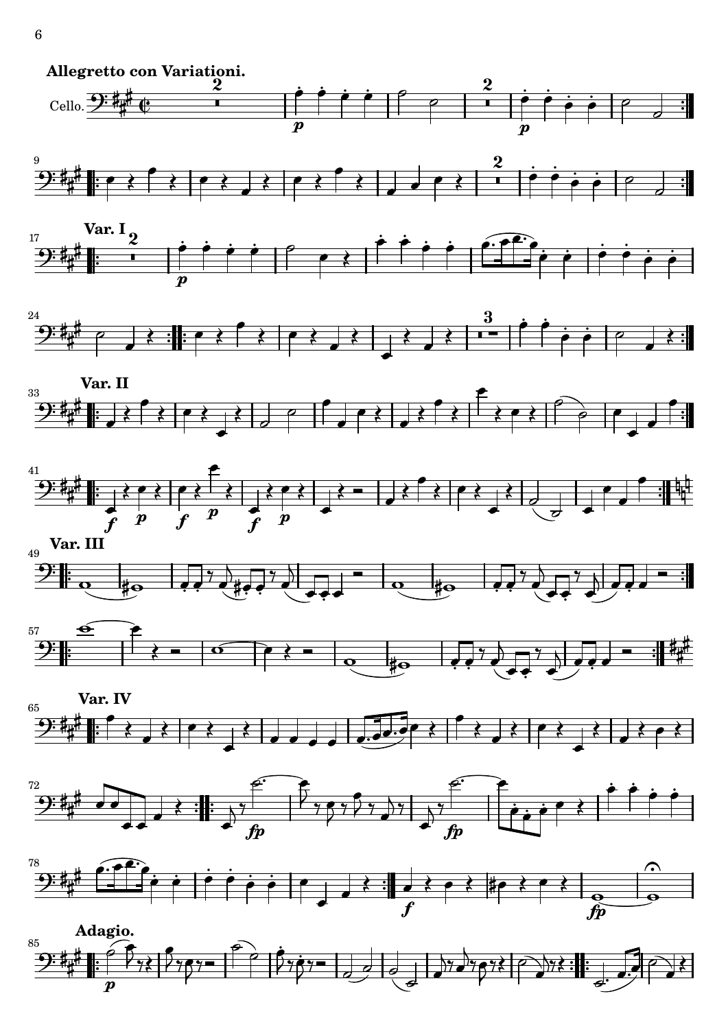**Allegretto con Variationi.**

Cello.

**Var. I**

**Var. II**

**Var. III**

**Var. IV**

**Adagio.**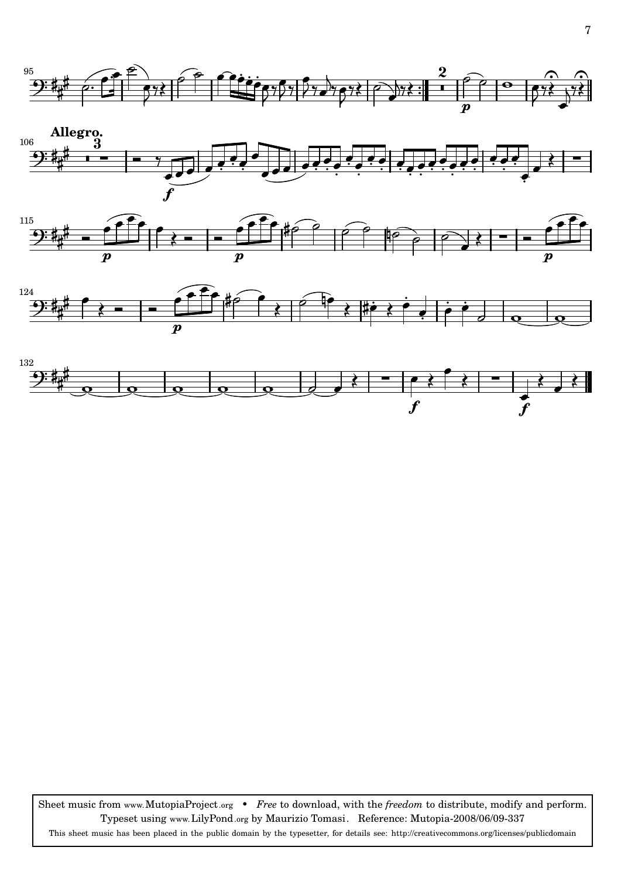Allegro.

Sheet music from www.MutopiaProject.org • *Free* to download, with the *freedom* to distribute, modify and perform.
Typeset using www.LilyPond.org by Maurizio Tomasi. Reference: Mutopia-2008/06/09-337
This sheet music has been placed in the public domain by the typesetter, for details see: http://creativecommons.org/licenses/publicdomain